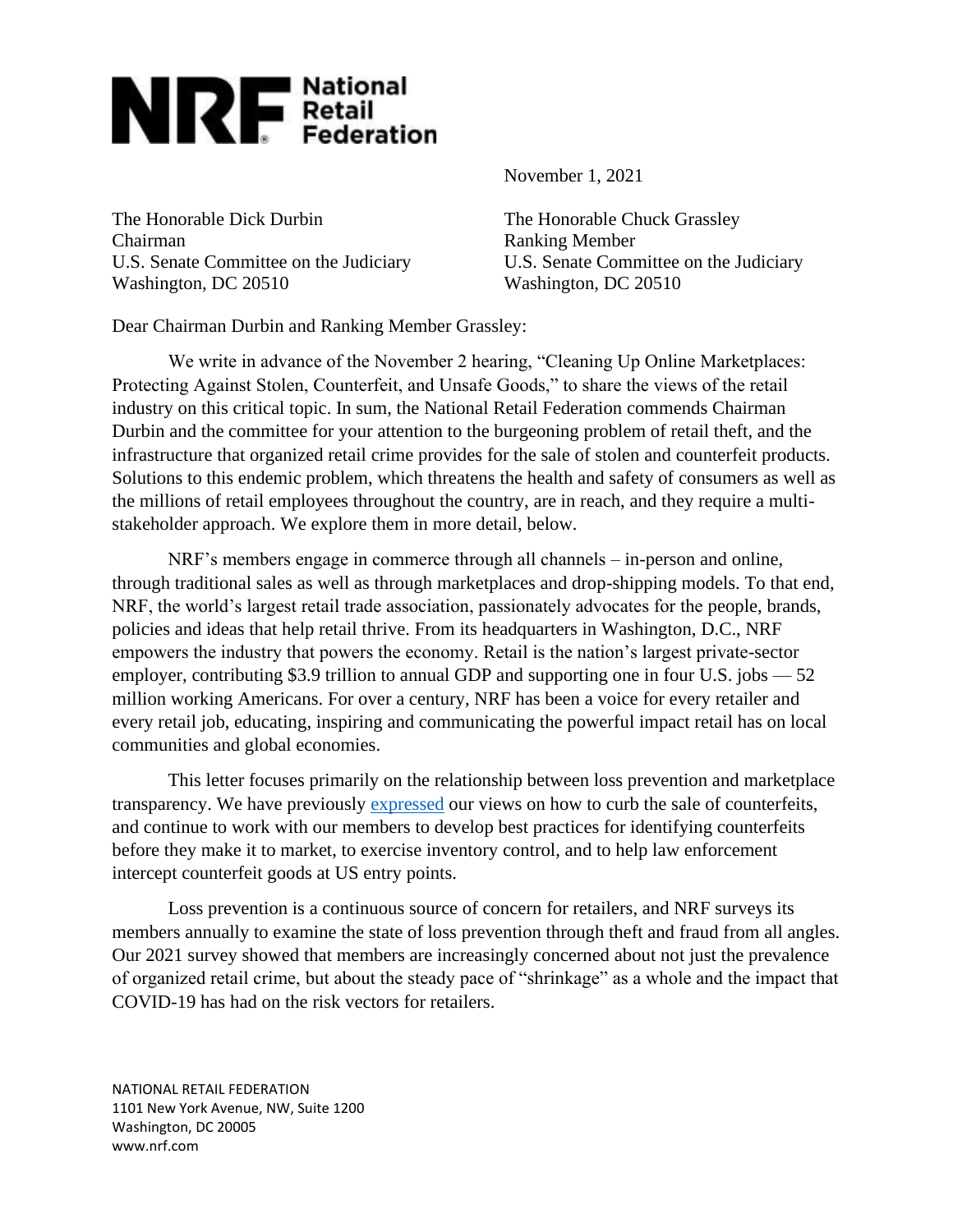**NRF National Retail Federation**

November 1, 2021

The Honorable Dick Durbin
Chairman
U.S. Senate Committee on the Judiciary
Washington, DC 20510

The Honorable Chuck Grassley
Ranking Member
U.S. Senate Committee on the Judiciary
Washington, DC 20510

Dear Chairman Durbin and Ranking Member Grassley:

We write in advance of the November 2 hearing, "Cleaning Up Online Marketplaces: Protecting Against Stolen, Counterfeit, and Unsafe Goods," to share the views of the retail industry on this critical topic. In sum, the National Retail Federation commends Chairman Durbin and the committee for your attention to the burgeoning problem of retail theft, and the infrastructure that organized retail crime provides for the sale of stolen and counterfeit products. Solutions to this endemic problem, which threatens the health and safety of consumers as well as the millions of retail employees throughout the country, are in reach, and they require a multi-stakeholder approach. We explore them in more detail, below.

NRF's members engage in commerce through all channels – in-person and online, through traditional sales as well as through marketplaces and drop-shipping models. To that end, NRF, the world's largest retail trade association, passionately advocates for the people, brands, policies and ideas that help retail thrive. From its headquarters in Washington, D.C., NRF empowers the industry that powers the economy. Retail is the nation's largest private-sector employer, contributing $3.9 trillion to annual GDP and supporting one in four U.S. jobs — 52 million working Americans. For over a century, NRF has been a voice for every retailer and every retail job, educating, inspiring and communicating the powerful impact retail has on local communities and global economies.

This letter focuses primarily on the relationship between loss prevention and marketplace transparency. We have previously expressed our views on how to curb the sale of counterfeits, and continue to work with our members to develop best practices for identifying counterfeits before they make it to market, to exercise inventory control, and to help law enforcement intercept counterfeit goods at US entry points.

Loss prevention is a continuous source of concern for retailers, and NRF surveys its members annually to examine the state of loss prevention through theft and fraud from all angles. Our 2021 survey showed that members are increasingly concerned about not just the prevalence of organized retail crime, but about the steady pace of "shrinkage" as a whole and the impact that COVID-19 has had on the risk vectors for retailers.

NATIONAL RETAIL FEDERATION
1101 New York Avenue, NW, Suite 1200
Washington, DC 20005
www.nrf.com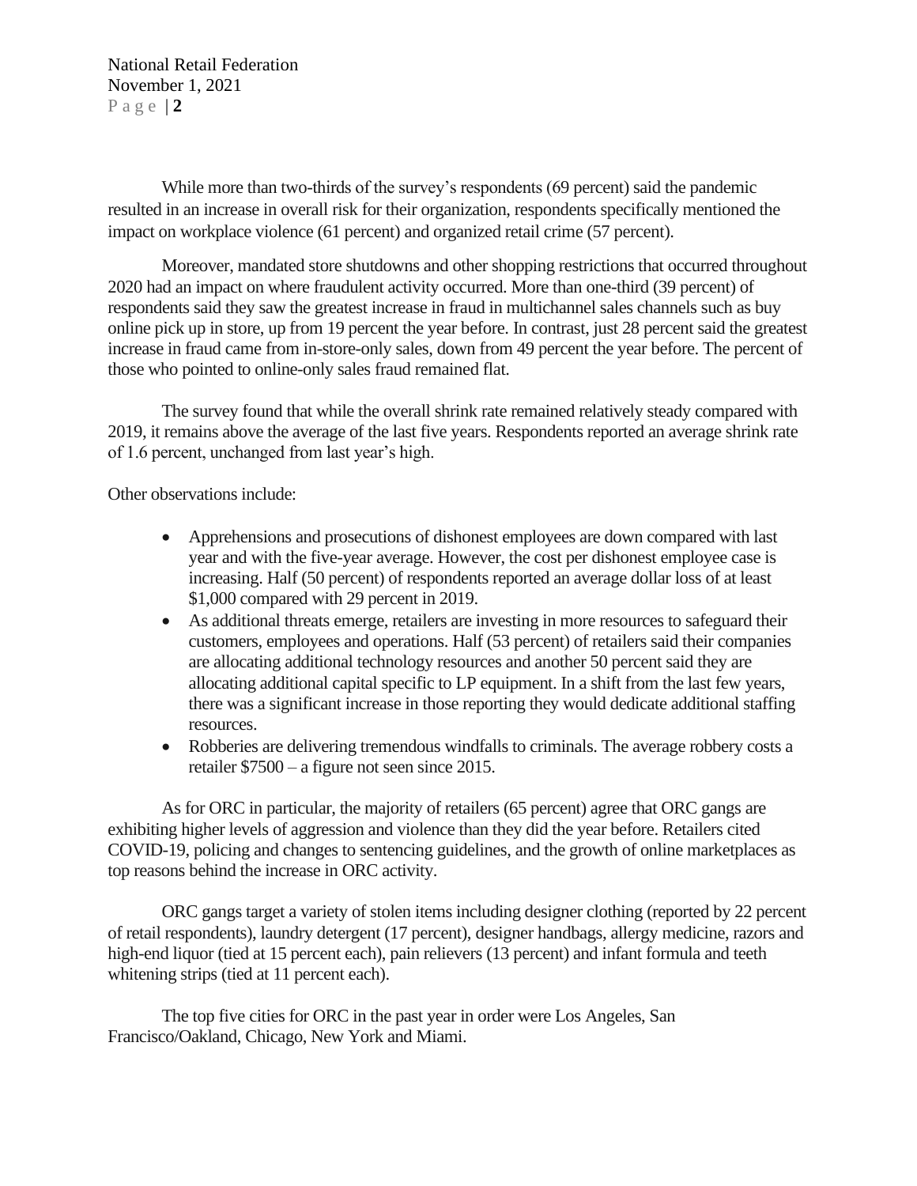While more than two-thirds of the survey's respondents (69 percent) said the pandemic resulted in an increase in overall risk for their organization, respondents specifically mentioned the impact on workplace violence (61 percent) and organized retail crime (57 percent).

Moreover, mandated store shutdowns and other shopping restrictions that occurred throughout 2020 had an impact on where fraudulent activity occurred. More than one-third (39 percent) of respondents said they saw the greatest increase in fraud in multichannel sales channels such as buy online pick up in store, up from 19 percent the year before. In contrast, just 28 percent said the greatest increase in fraud came from in-store-only sales, down from 49 percent the year before. The percent of those who pointed to online-only sales fraud remained flat.

The survey found that while the overall shrink rate remained relatively steady compared with 2019, it remains above the average of the last five years. Respondents reported an average shrink rate of 1.6 percent, unchanged from last year's high.

Other observations include:

- Apprehensions and prosecutions of dishonest employees are down compared with last year and with the five-year average. However, the cost per dishonest employee case is increasing. Half (50 percent) of respondents reported an average dollar loss of at least $1,000 compared with 29 percent in 2019.
- As additional threats emerge, retailers are investing in more resources to safeguard their customers, employees and operations. Half (53 percent) of retailers said their companies are allocating additional technology resources and another 50 percent said they are allocating additional capital specific to LP equipment. In a shift from the last few years, there was a significant increase in those reporting they would dedicate additional staffing resources.
- Robberies are delivering tremendous windfalls to criminals. The average robbery costs a retailer $7500 – a figure not seen since 2015.

As for ORC in particular, the majority of retailers (65 percent) agree that ORC gangs are exhibiting higher levels of aggression and violence than they did the year before. Retailers cited COVID-19, policing and changes to sentencing guidelines, and the growth of online marketplaces as top reasons behind the increase in ORC activity.

ORC gangs target a variety of stolen items including designer clothing (reported by 22 percent of retail respondents), laundry detergent (17 percent), designer handbags, allergy medicine, razors and high-end liquor (tied at 15 percent each), pain relievers (13 percent) and infant formula and teeth whitening strips (tied at 11 percent each).

The top five cities for ORC in the past year in order were Los Angeles, San Francisco/Oakland, Chicago, New York and Miami.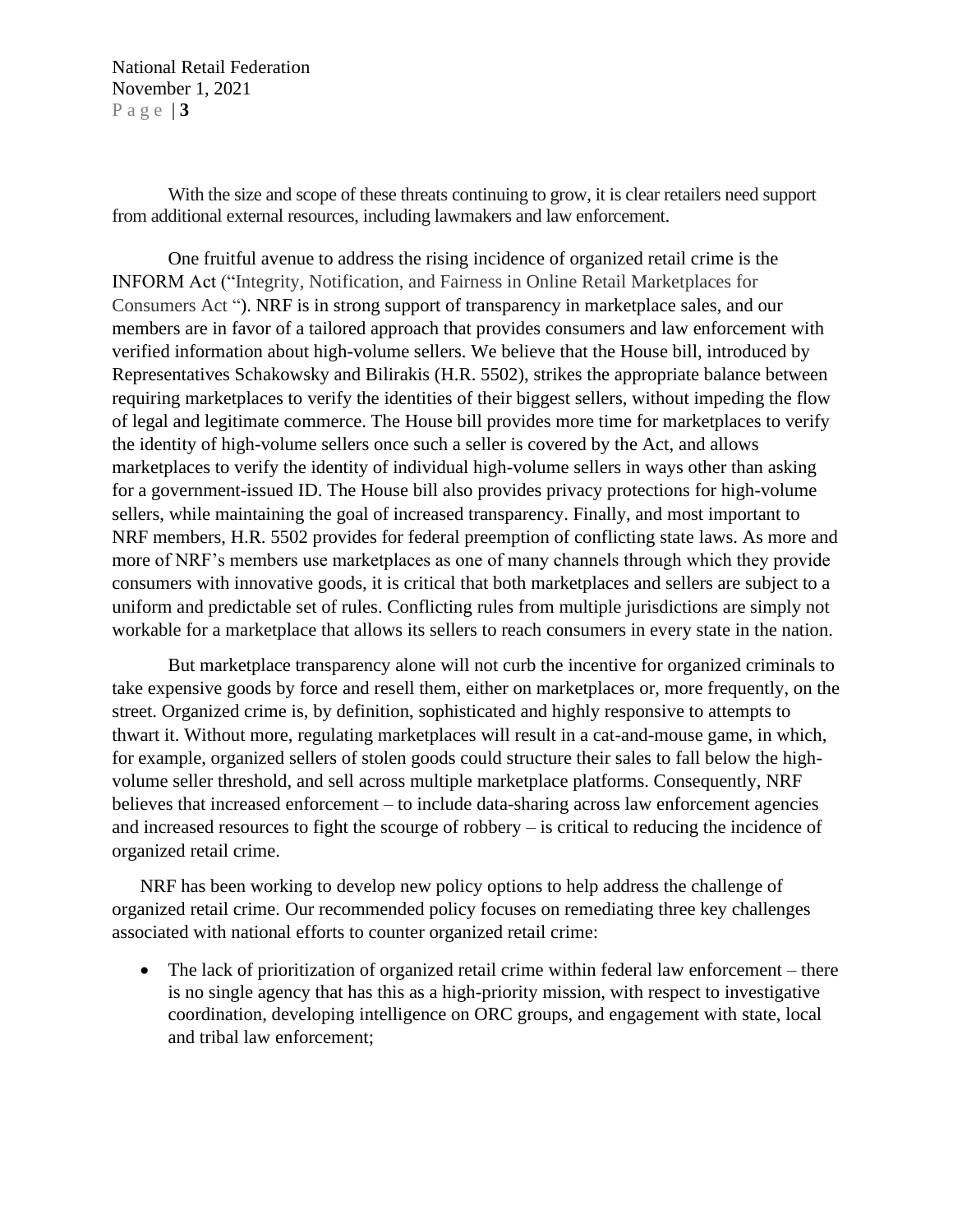With the size and scope of these threats continuing to grow, it is clear retailers need support from additional external resources, including lawmakers and law enforcement.

One fruitful avenue to address the rising incidence of organized retail crime is the INFORM Act ("Integrity, Notification, and Fairness in Online Retail Marketplaces for Consumers Act "). NRF is in strong support of transparency in marketplace sales, and our members are in favor of a tailored approach that provides consumers and law enforcement with verified information about high-volume sellers. We believe that the House bill, introduced by Representatives Schakowsky and Bilirakis (H.R. 5502), strikes the appropriate balance between requiring marketplaces to verify the identities of their biggest sellers, without impeding the flow of legal and legitimate commerce. The House bill provides more time for marketplaces to verify the identity of high-volume sellers once such a seller is covered by the Act, and allows marketplaces to verify the identity of individual high-volume sellers in ways other than asking for a government-issued ID. The House bill also provides privacy protections for high-volume sellers, while maintaining the goal of increased transparency. Finally, and most important to NRF members, H.R. 5502 provides for federal preemption of conflicting state laws. As more and more of NRF's members use marketplaces as one of many channels through which they provide consumers with innovative goods, it is critical that both marketplaces and sellers are subject to a uniform and predictable set of rules. Conflicting rules from multiple jurisdictions are simply not workable for a marketplace that allows its sellers to reach consumers in every state in the nation.

But marketplace transparency alone will not curb the incentive for organized criminals to take expensive goods by force and resell them, either on marketplaces or, more frequently, on the street. Organized crime is, by definition, sophisticated and highly responsive to attempts to thwart it. Without more, regulating marketplaces will result in a cat-and-mouse game, in which, for example, organized sellers of stolen goods could structure their sales to fall below the high-volume seller threshold, and sell across multiple marketplace platforms. Consequently, NRF believes that increased enforcement – to include data-sharing across law enforcement agencies and increased resources to fight the scourge of robbery – is critical to reducing the incidence of organized retail crime.

NRF has been working to develop new policy options to help address the challenge of organized retail crime. Our recommended policy focuses on remediating three key challenges associated with national efforts to counter organized retail crime:

- The lack of prioritization of organized retail crime within federal law enforcement – there is no single agency that has this as a high-priority mission, with respect to investigative coordination, developing intelligence on ORC groups, and engagement with state, local and tribal law enforcement;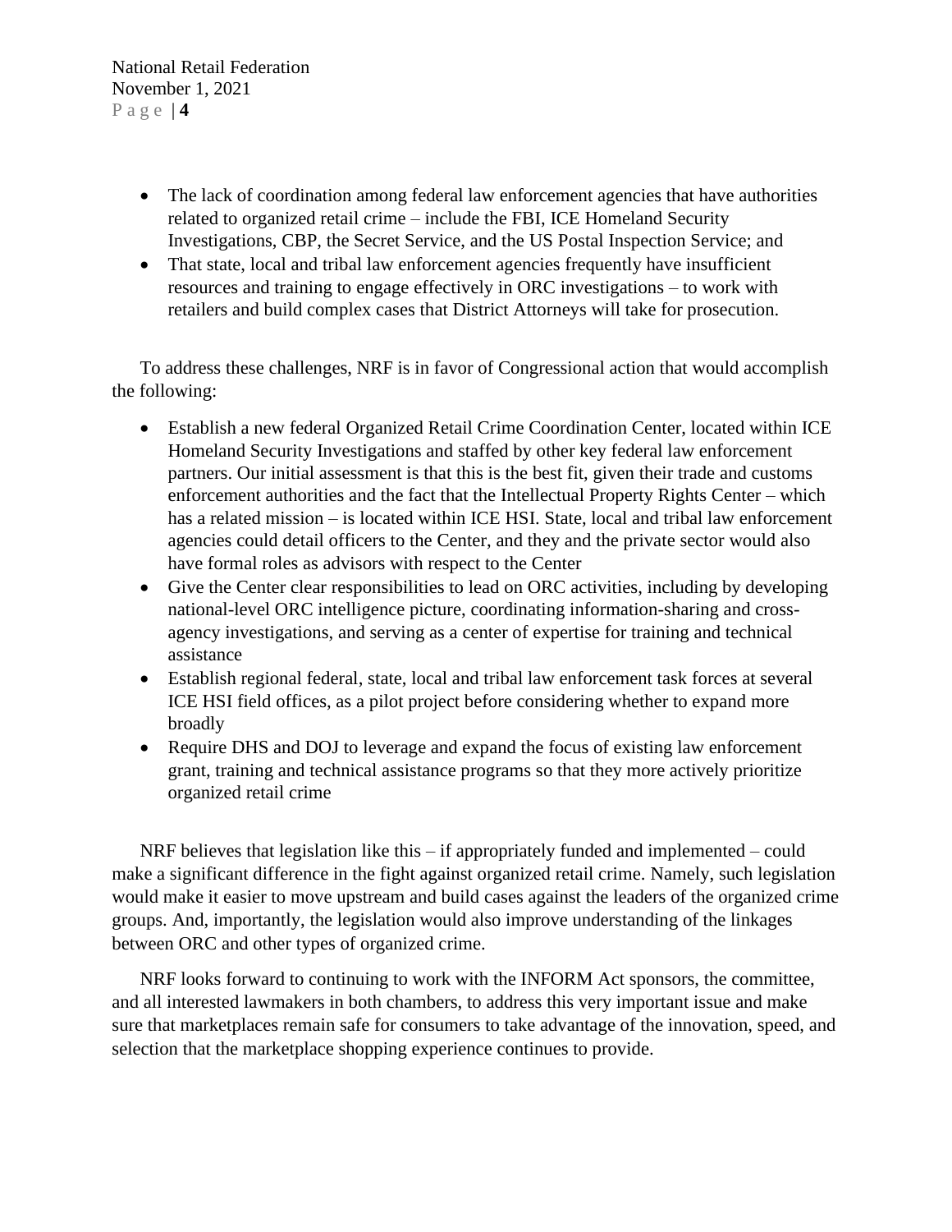- The lack of coordination among federal law enforcement agencies that have authorities related to organized retail crime – include the FBI, ICE Homeland Security Investigations, CBP, the Secret Service, and the US Postal Inspection Service; and
- That state, local and tribal law enforcement agencies frequently have insufficient resources and training to engage effectively in ORC investigations – to work with retailers and build complex cases that District Attorneys will take for prosecution.

To address these challenges, NRF is in favor of Congressional action that would accomplish the following:

- Establish a new federal Organized Retail Crime Coordination Center, located within ICE Homeland Security Investigations and staffed by other key federal law enforcement partners. Our initial assessment is that this is the best fit, given their trade and customs enforcement authorities and the fact that the Intellectual Property Rights Center – which has a related mission – is located within ICE HSI. State, local and tribal law enforcement agencies could detail officers to the Center, and they and the private sector would also have formal roles as advisors with respect to the Center
- Give the Center clear responsibilities to lead on ORC activities, including by developing national-level ORC intelligence picture, coordinating information-sharing and cross-agency investigations, and serving as a center of expertise for training and technical assistance
- Establish regional federal, state, local and tribal law enforcement task forces at several ICE HSI field offices, as a pilot project before considering whether to expand more broadly
- Require DHS and DOJ to leverage and expand the focus of existing law enforcement grant, training and technical assistance programs so that they more actively prioritize organized retail crime

NRF believes that legislation like this – if appropriately funded and implemented – could make a significant difference in the fight against organized retail crime. Namely, such legislation would make it easier to move upstream and build cases against the leaders of the organized crime groups. And, importantly, the legislation would also improve understanding of the linkages between ORC and other types of organized crime.

NRF looks forward to continuing to work with the INFORM Act sponsors, the committee, and all interested lawmakers in both chambers, to address this very important issue and make sure that marketplaces remain safe for consumers to take advantage of the innovation, speed, and selection that the marketplace shopping experience continues to provide.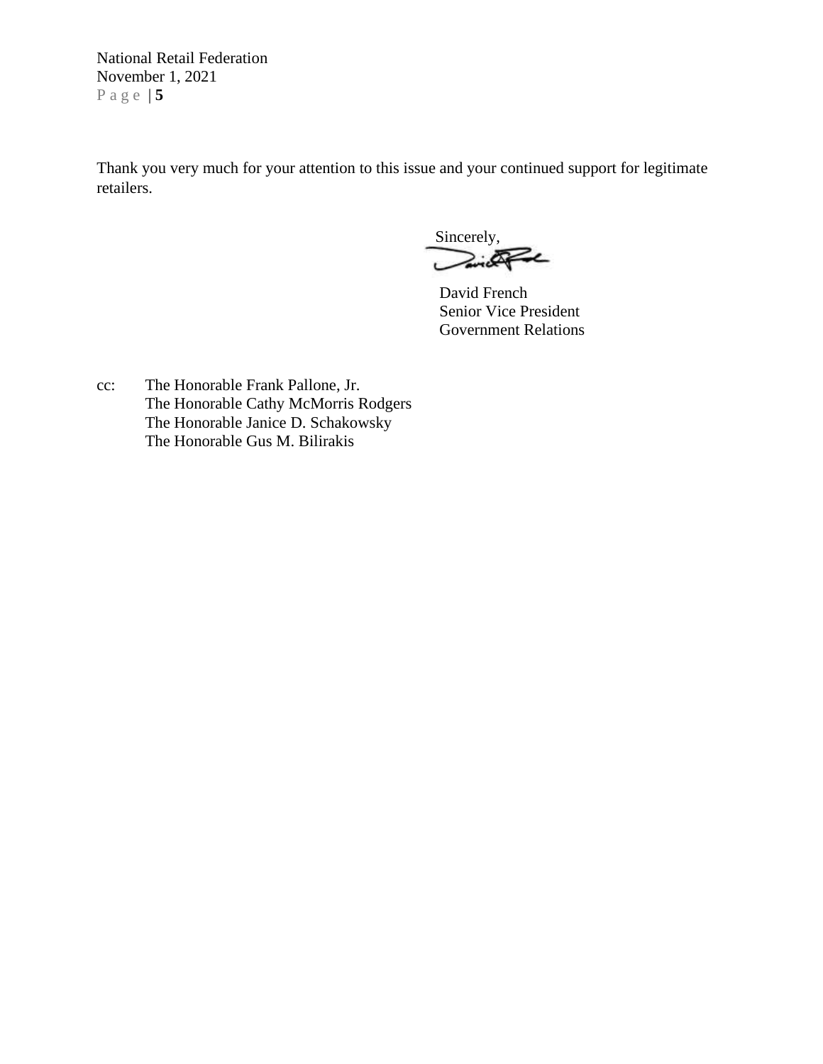Thank you very much for your attention to this issue and your continued support for legitimate retailers.

Sincerely,

David French
Senior Vice President
Government Relations

cc: The Honorable Frank Pallone, Jr.
The Honorable Cathy McMorris Rodgers
The Honorable Janice D. Schakowsky
The Honorable Gus M. Bilirakis